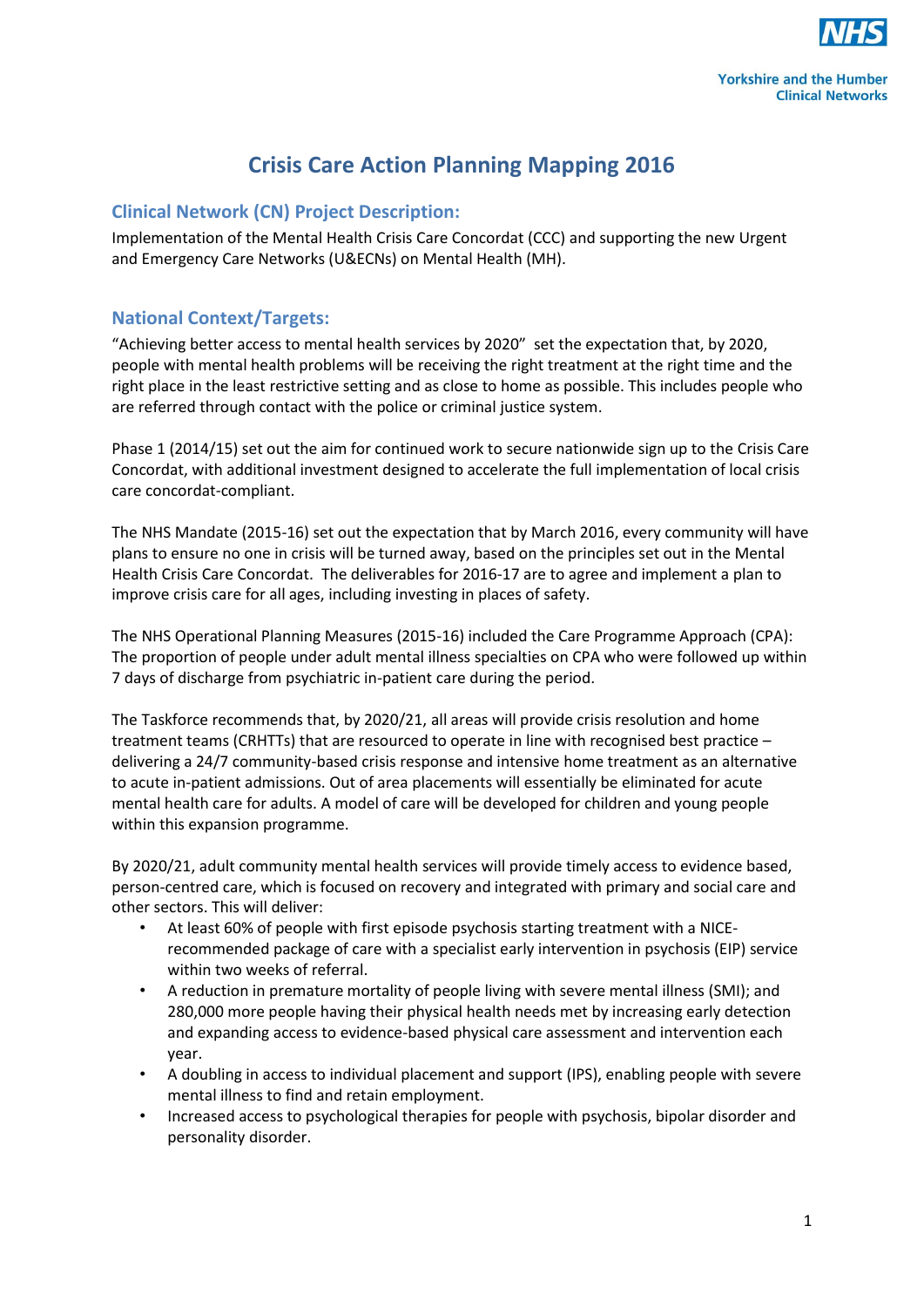# Crisis Care Action Planning Mapping 2016

## Clinical Network (CN) Project Description:

Implementation of the Mental Health Crisis Care Concordat (CCC) and supporting the new Urgent and Emergency Care Networks (U&ECNs) on Mental Health (MH).

## National Context/Targets:

"Achieving better access to mental health services by 2020" set the expectation that, by 2020, people with mental health problems will be receiving the right treatment at the right time and the right place in the least restrictive setting and as close to home as possible. This includes people who are referred through contact with the police or criminal justice system.

Phase 1 (2014/15) set out the aim for continued work to secure nationwide sign up to the Crisis Care Concordat, with additional investment designed to accelerate the full implementation of local crisis care concordat-compliant.

The NHS Mandate (2015-16) set out the expectation that by March 2016, every community will have plans to ensure no one in crisis will be turned away, based on the principles set out in the Mental Health Crisis Care Concordat. The deliverables for 2016-17 are to agree and implement a plan to improve crisis care for all ages, including investing in places of safety.

The NHS Operational Planning Measures (2015-16) included the Care Programme Approach (CPA): The proportion of people under adult mental illness specialties on CPA who were followed up within 7 days of discharge from psychiatric in-patient care during the period.

The Taskforce recommends that, by 2020/21, all areas will provide crisis resolution and home treatment teams (CRHTTs) that are resourced to operate in line with recognised best practice – delivering a 24/7 community-based crisis response and intensive home treatment as an alternative to acute in-patient admissions. Out of area placements will essentially be eliminated for acute mental health care for adults. A model of care will be developed for children and young people within this expansion programme.

By 2020/21, adult community mental health services will provide timely access to evidence based, person-centred care, which is focused on recovery and integrated with primary and social care and other sectors. This will deliver:

- At least 60% of people with first episode psychosis starting treatment with a NICE-recommended package of care with a specialist early intervention in psychosis (EIP) service within two weeks of referral.
- A reduction in premature mortality of people living with severe mental illness (SMI); and 280,000 more people having their physical health needs met by increasing early detection and expanding access to evidence-based physical care assessment and intervention each year.
- A doubling in access to individual placement and support (IPS), enabling people with severe mental illness to find and retain employment.
- Increased access to psychological therapies for people with psychosis, bipolar disorder and personality disorder.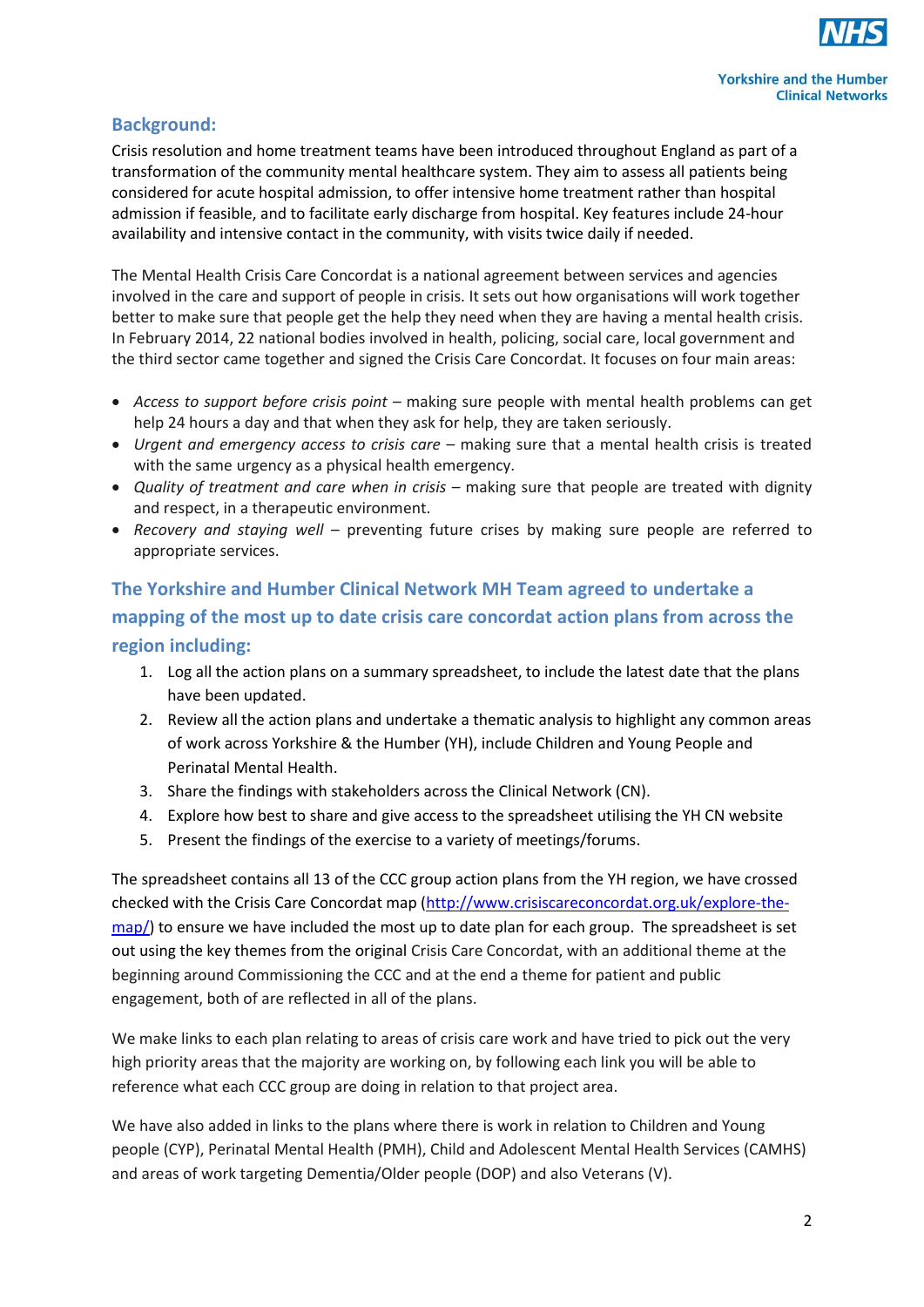## Background:

Crisis resolution and home treatment teams have been introduced throughout England as part of a transformation of the community mental healthcare system. They aim to assess all patients being considered for acute hospital admission, to offer intensive home treatment rather than hospital admission if feasible, and to facilitate early discharge from hospital. Key features include 24-hour availability and intensive contact in the community, with visits twice daily if needed.

The Mental Health Crisis Care Concordat is a national agreement between services and agencies involved in the care and support of people in crisis. It sets out how organisations will work together better to make sure that people get the help they need when they are having a mental health crisis. In February 2014, 22 national bodies involved in health, policing, social care, local government and the third sector came together and signed the Crisis Care Concordat. It focuses on four main areas:

- *Access to support before crisis point* – making sure people with mental health problems can get help 24 hours a day and that when they ask for help, they are taken seriously.
- *Urgent and emergency access to crisis care* – making sure that a mental health crisis is treated with the same urgency as a physical health emergency.
- *Quality of treatment and care when in crisis* – making sure that people are treated with dignity and respect, in a therapeutic environment.
- *Recovery and staying well* – preventing future crises by making sure people are referred to appropriate services.

## The Yorkshire and Humber Clinical Network MH Team agreed to undertake a mapping of the most up to date crisis care concordat action plans from across the region including:

1. Log all the action plans on a summary spreadsheet, to include the latest date that the plans have been updated.
2. Review all the action plans and undertake a thematic analysis to highlight any common areas of work across Yorkshire & the Humber (YH), include Children and Young People and Perinatal Mental Health.
3. Share the findings with stakeholders across the Clinical Network (CN).
4. Explore how best to share and give access to the spreadsheet utilising the YH CN website
5. Present the findings of the exercise to a variety of meetings/forums.

The spreadsheet contains all 13 of the CCC group action plans from the YH region, we have crossed checked with the Crisis Care Concordat map (http://www.crisiscareconcordat.org.uk/explore-the-map/) to ensure we have included the most up to date plan for each group. The spreadsheet is set out using the key themes from the original Crisis Care Concordat, with an additional theme at the beginning around Commissioning the CCC and at the end a theme for patient and public engagement, both of are reflected in all of the plans.

We make links to each plan relating to areas of crisis care work and have tried to pick out the very high priority areas that the majority are working on, by following each link you will be able to reference what each CCC group are doing in relation to that project area.

We have also added in links to the plans where there is work in relation to Children and Young people (CYP), Perinatal Mental Health (PMH), Child and Adolescent Mental Health Services (CAMHS) and areas of work targeting Dementia/Older people (DOP) and also Veterans (V).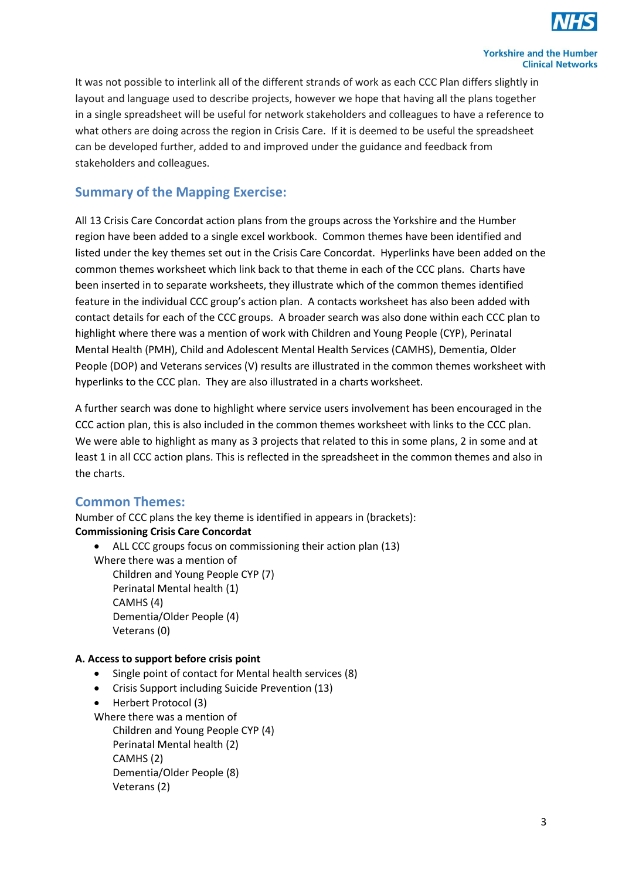It was not possible to interlink all of the different strands of work as each CCC Plan differs slightly in layout and language used to describe projects, however we hope that having all the plans together in a single spreadsheet will be useful for network stakeholders and colleagues to have a reference to what others are doing across the region in Crisis Care. If it is deemed to be useful the spreadsheet can be developed further, added to and improved under the guidance and feedback from stakeholders and colleagues.

## Summary of the Mapping Exercise:

All 13 Crisis Care Concordat action plans from the groups across the Yorkshire and the Humber region have been added to a single excel workbook. Common themes have been identified and listed under the key themes set out in the Crisis Care Concordat. Hyperlinks have been added on the common themes worksheet which link back to that theme in each of the CCC plans. Charts have been inserted in to separate worksheets, they illustrate which of the common themes identified feature in the individual CCC group's action plan. A contacts worksheet has also been added with contact details for each of the CCC groups. A broader search was also done within each CCC plan to highlight where there was a mention of work with Children and Young People (CYP), Perinatal Mental Health (PMH), Child and Adolescent Mental Health Services (CAMHS), Dementia, Older People (DOP) and Veterans services (V) results are illustrated in the common themes worksheet with hyperlinks to the CCC plan. They are also illustrated in a charts worksheet.

A further search was done to highlight where service users involvement has been encouraged in the CCC action plan, this is also included in the common themes worksheet with links to the CCC plan. We were able to highlight as many as 3 projects that related to this in some plans, 2 in some and at least 1 in all CCC action plans. This is reflected in the spreadsheet in the common themes and also in the charts.

## Common Themes:

Number of CCC plans the key theme is identified in appears in (brackets):

**Commissioning Crisis Care Concordat**

- ALL CCC groups focus on commissioning their action plan (13)

Where there was a mention of

- Children and Young People CYP (7)
- Perinatal Mental health (1)
- CAMHS (4)
- Dementia/Older People (4)
- Veterans (0)

**A. Access to support before crisis point**

- Single point of contact for Mental health services (8)
- Crisis Support including Suicide Prevention (13)
- Herbert Protocol (3)

Where there was a mention of

- Children and Young People CYP (4)
- Perinatal Mental health (2)
- CAMHS (2)
- Dementia/Older People (8)
- Veterans (2)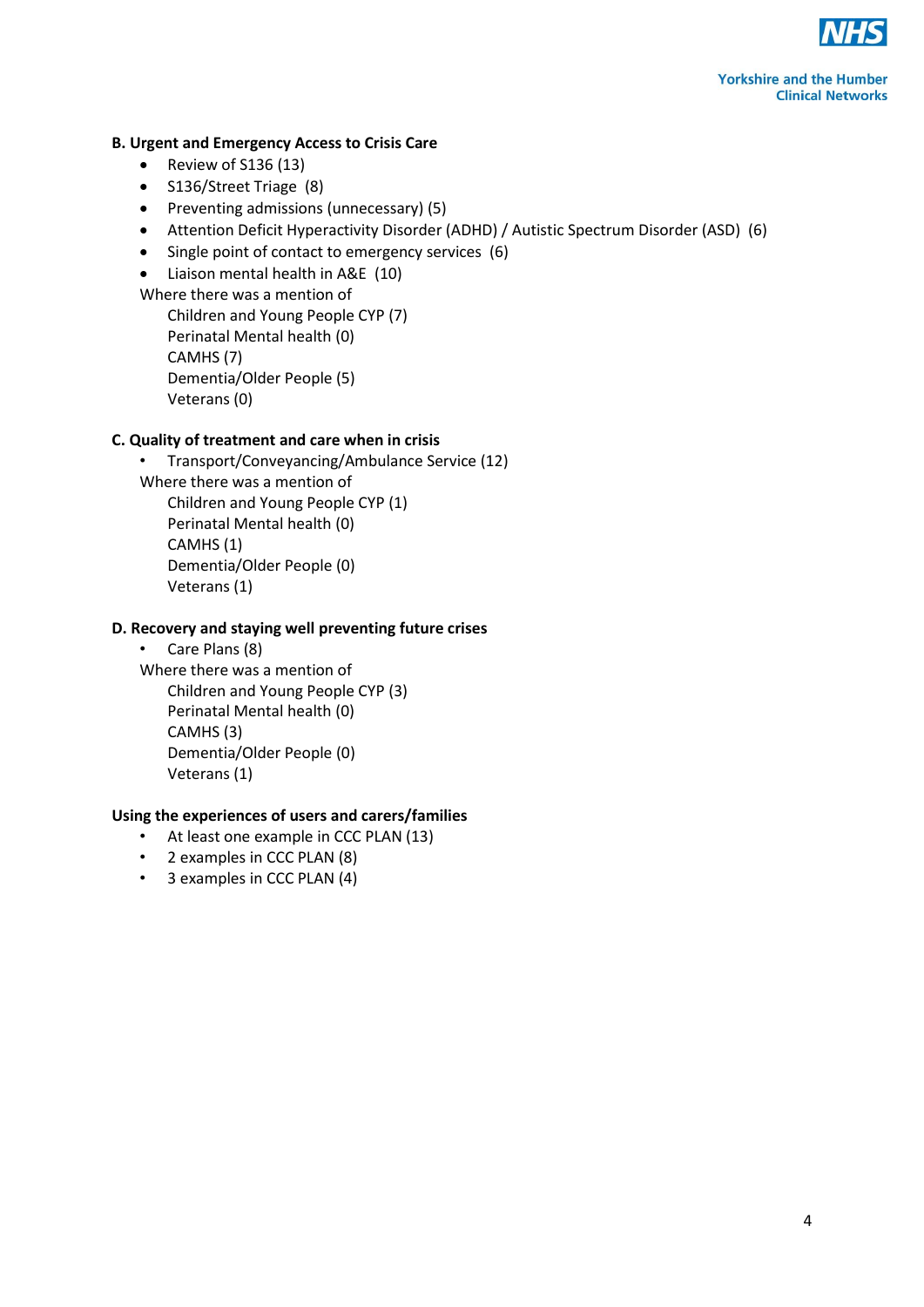**B. Urgent and Emergency Access to Crisis Care**

- Review of S136 (13)
- S136/Street Triage (8)
- Preventing admissions (unnecessary) (5)
- Attention Deficit Hyperactivity Disorder (ADHD) / Autistic Spectrum Disorder (ASD) (6)
- Single point of contact to emergency services (6)
- Liaison mental health in A&E (10)

Where there was a mention of

Children and Young People CYP (7)
Perinatal Mental health (0)
CAMHS (7)
Dementia/Older People (5)
Veterans (0)

**C. Quality of treatment and care when in crisis**

- Transport/Conveyancing/Ambulance Service (12)

Where there was a mention of

Children and Young People CYP (1)
Perinatal Mental health (0)
CAMHS (1)
Dementia/Older People (0)
Veterans (1)

**D. Recovery and staying well preventing future crises**

- Care Plans (8)

Where there was a mention of

Children and Young People CYP (3)
Perinatal Mental health (0)
CAMHS (3)
Dementia/Older People (0)
Veterans (1)

**Using the experiences of users and carers/families**

- At least one example in CCC PLAN (13)
- 2 examples in CCC PLAN (8)
- 3 examples in CCC PLAN (4)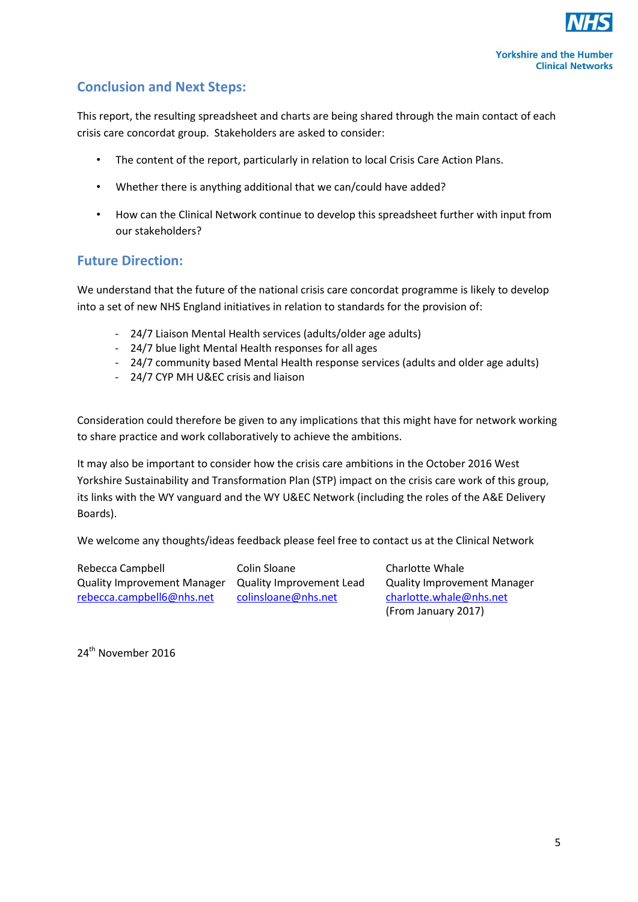## Conclusion and Next Steps:

This report, the resulting spreadsheet and charts are being shared through the main contact of each crisis care concordat group. Stakeholders are asked to consider:

- The content of the report, particularly in relation to local Crisis Care Action Plans.
- Whether there is anything additional that we can/could have added?
- How can the Clinical Network continue to develop this spreadsheet further with input from our stakeholders?

## Future Direction:

We understand that the future of the national crisis care concordat programme is likely to develop into a set of new NHS England initiatives in relation to standards for the provision of:

- 24/7 Liaison Mental Health services (adults/older age adults)
- 24/7 blue light Mental Health responses for all ages
- 24/7 community based Mental Health response services (adults and older age adults)
- 24/7 CYP MH U&EC crisis and liaison

Consideration could therefore be given to any implications that this might have for network working to share practice and work collaboratively to achieve the ambitions.

It may also be important to consider how the crisis care ambitions in the October 2016 West Yorkshire Sustainability and Transformation Plan (STP) impact on the crisis care work of this group, its links with the WY vanguard and the WY U&EC Network (including the roles of the A&E Delivery Boards).

We welcome any thoughts/ideas feedback please feel free to contact us at the Clinical Network

Rebecca Campbell
Quality Improvement Manager
rebecca.campbell6@nhs.net

Colin Sloane
Quality Improvement Lead
colinsloane@nhs.net

Charlotte Whale
Quality Improvement Manager
charlotte.whale@nhs.net
(From January 2017)

24th November 2016